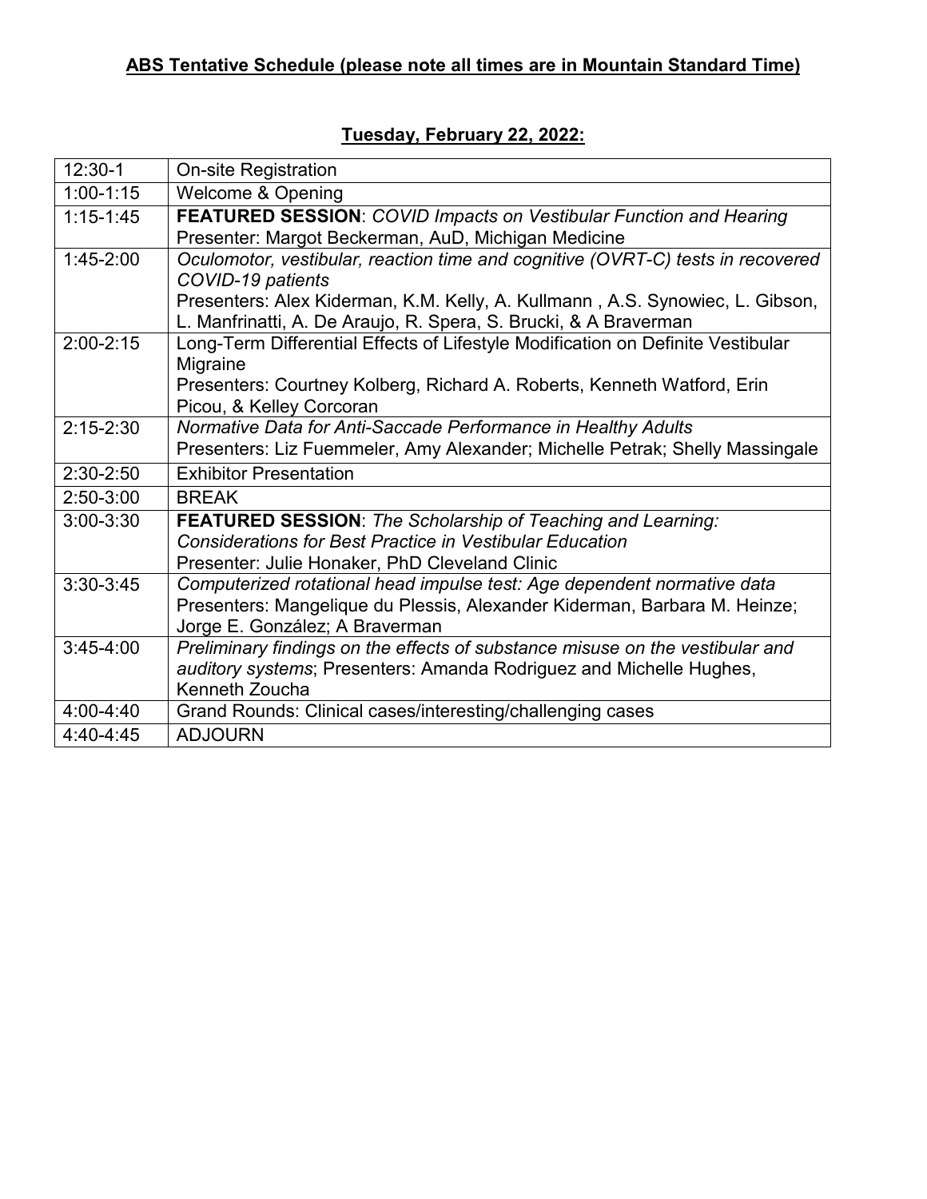**ABS Tentative Schedule (please note all times are in Mountain Standard Time)**

**Tuesday, February 22, 2022:**

| | |
|---|---|
| 12:30-1 | On-site Registration |
| 1:00-1:15 | Welcome & Opening |
| 1:15-1:45 | **FEATURED SESSION**: *COVID Impacts on Vestibular Function and Hearing*<br>Presenter: Margot Beckerman, AuD, Michigan Medicine |
| 1:45-2:00 | *Oculomotor, vestibular, reaction time and cognitive (OVRT-C) tests in recovered COVID-19 patients*<br>Presenters: Alex Kiderman, K.M. Kelly, A. Kullmann , A.S. Synowiec, L. Gibson, L. Manfrinatti, A. De Araujo, R. Spera, S. Brucki, & A Braverman |
| 2:00-2:15 | Long-Term Differential Effects of Lifestyle Modification on Definite Vestibular Migraine<br>Presenters: Courtney Kolberg, Richard A. Roberts, Kenneth Watford, Erin Picou, & Kelley Corcoran |
| 2:15-2:30 | *Normative Data for Anti-Saccade Performance in Healthy Adults*<br>Presenters: Liz Fuemmeler, Amy Alexander; Michelle Petrak; Shelly Massingale |
| 2:30-2:50 | Exhibitor Presentation |
| 2:50-3:00 | BREAK |
| 3:00-3:30 | **FEATURED SESSION**: *The Scholarship of Teaching and Learning: Considerations for Best Practice in Vestibular Education*<br>Presenter: Julie Honaker, PhD Cleveland Clinic |
| 3:30-3:45 | *Computerized rotational head impulse test: Age dependent normative data*<br>Presenters: Mangelique du Plessis, Alexander Kiderman, Barbara M. Heinze; Jorge E. González; A Braverman |
| 3:45-4:00 | *Preliminary findings on the effects of substance misuse on the vestibular and auditory systems*; Presenters: Amanda Rodriguez and Michelle Hughes, Kenneth Zoucha |
| 4:00-4:40 | Grand Rounds: Clinical cases/interesting/challenging cases |
| 4:40-4:45 | ADJOURN |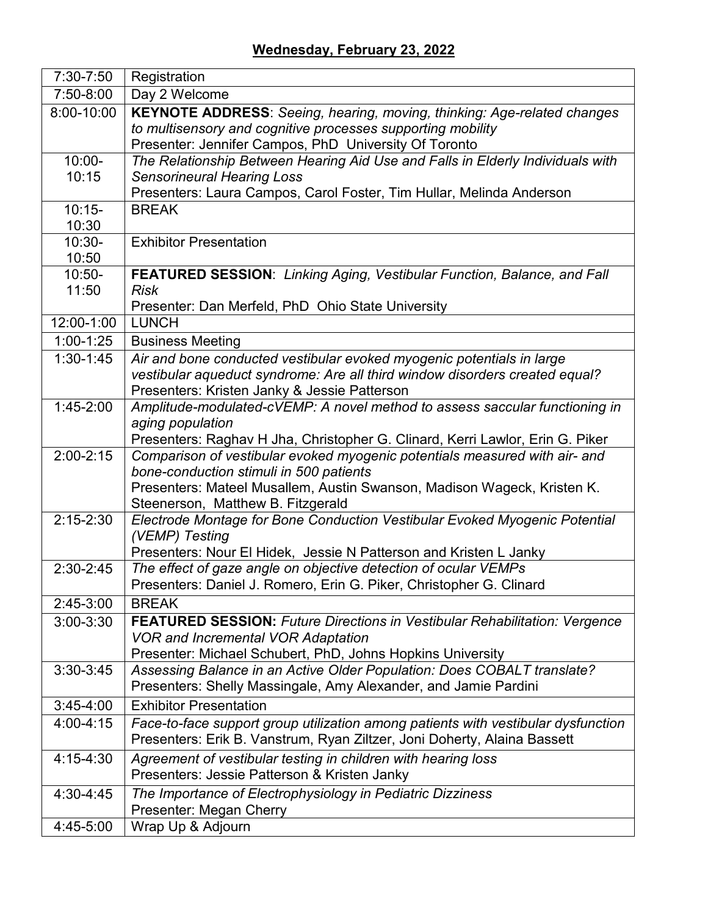## **Wednesday, February 23, 2022**

| | |
|---|---|
| 7:30-7:50 | Registration |
| 7:50-8:00 | Day 2 Welcome |
| 8:00-10:00 | **KEYNOTE ADDRESS**: *Seeing, hearing, moving, thinking: Age-related changes to multisensory and cognitive processes supporting mobility*<br>Presenter: Jennifer Campos, PhD University Of Toronto |
| 10:00-10:15 | *The Relationship Between Hearing Aid Use and Falls in Elderly Individuals with Sensorineural Hearing Loss*<br>Presenters: Laura Campos, Carol Foster, Tim Hullar, Melinda Anderson |
| 10:15-10:30 | BREAK |
| 10:30-10:50 | Exhibitor Presentation |
| 10:50-11:50 | **FEATURED SESSION**: *Linking Aging, Vestibular Function, Balance, and Fall Risk*<br>Presenter: Dan Merfeld, PhD Ohio State University |
| 12:00-1:00 | LUNCH |
| 1:00-1:25 | Business Meeting |
| 1:30-1:45 | *Air and bone conducted vestibular evoked myogenic potentials in large vestibular aqueduct syndrome: Are all third window disorders created equal?*<br>Presenters: Kristen Janky & Jessie Patterson |
| 1:45-2:00 | *Amplitude-modulated-cVEMP: A novel method to assess saccular functioning in aging population*<br>Presenters: Raghav H Jha, Christopher G. Clinard, Kerri Lawlor, Erin G. Piker |
| 2:00-2:15 | *Comparison of vestibular evoked myogenic potentials measured with air- and bone-conduction stimuli in 500 patients*<br>Presenters: Mateel Musallem, Austin Swanson, Madison Wageck, Kristen K. Steenerson, Matthew B. Fitzgerald |
| 2:15-2:30 | *Electrode Montage for Bone Conduction Vestibular Evoked Myogenic Potential (VEMP) Testing*<br>Presenters: Nour El Hidek, Jessie N Patterson and Kristen L Janky |
| 2:30-2:45 | *The effect of gaze angle on objective detection of ocular VEMPs*<br>Presenters: Daniel J. Romero, Erin G. Piker, Christopher G. Clinard |
| 2:45-3:00 | BREAK |
| 3:00-3:30 | **FEATURED SESSION:** *Future Directions in Vestibular Rehabilitation: Vergence VOR and Incremental VOR Adaptation*<br>Presenter: Michael Schubert, PhD, Johns Hopkins University |
| 3:30-3:45 | *Assessing Balance in an Active Older Population: Does COBALT translate?*<br>Presenters: Shelly Massingale, Amy Alexander, and Jamie Pardini |
| 3:45-4:00 | Exhibitor Presentation |
| 4:00-4:15 | *Face-to-face support group utilization among patients with vestibular dysfunction*<br>Presenters: Erik B. Vanstrum, Ryan Ziltzer, Joni Doherty, Alaina Bassett |
| 4:15-4:30 | *Agreement of vestibular testing in children with hearing loss*<br>Presenters: Jessie Patterson & Kristen Janky |
| 4:30-4:45 | *The Importance of Electrophysiology in Pediatric Dizziness*<br>Presenter: Megan Cherry |
| 4:45-5:00 | Wrap Up & Adjourn |